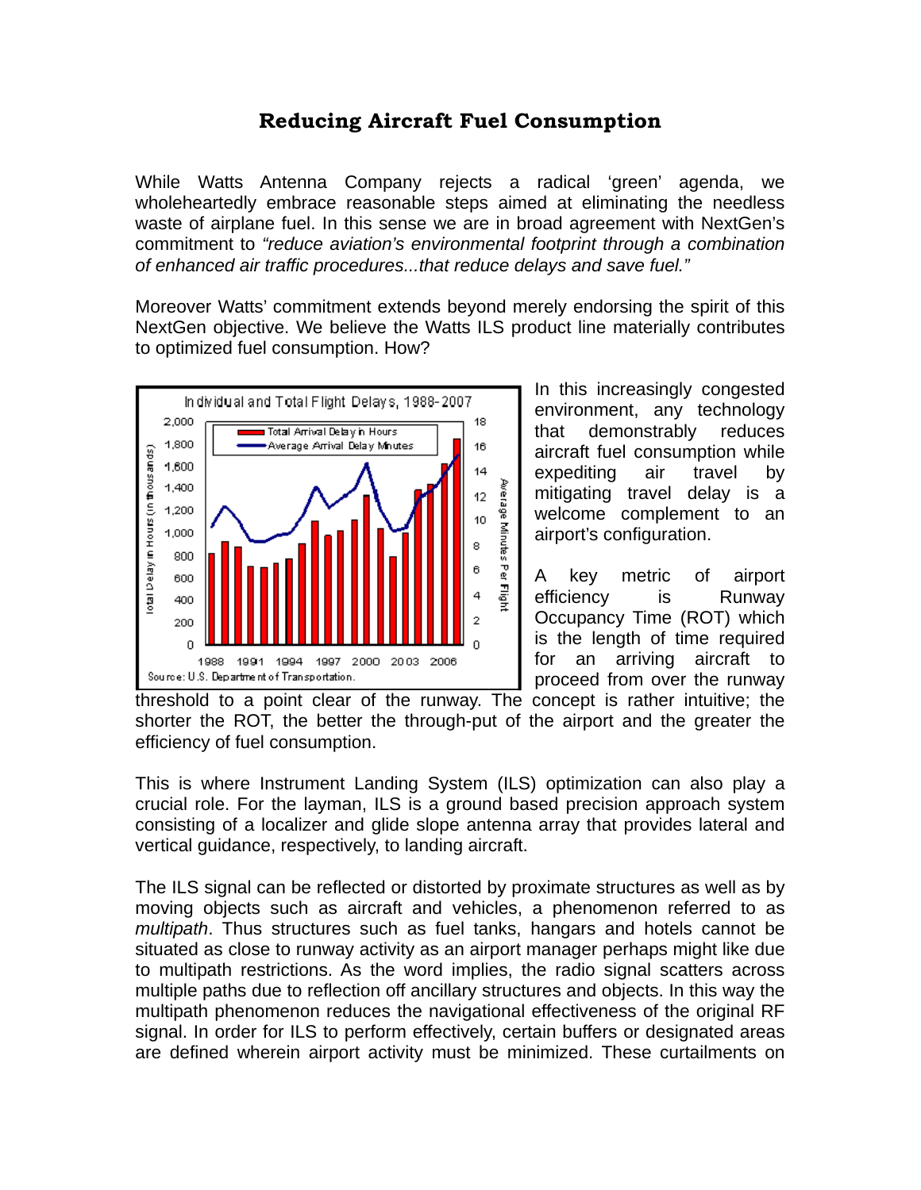# Reducing Aircraft Fuel Consumption

While Watts Antenna Company rejects a radical 'green' agenda, we wholeheartedly embrace reasonable steps aimed at eliminating the needless waste of airplane fuel. In this sense we are in broad agreement with NextGen's commitment to *"reduce aviation's environmental footprint through a combination of enhanced air traffic procedures...that reduce delays and save fuel."*

Moreover Watts' commitment extends beyond merely endorsing the spirit of this NextGen objective. We believe the Watts ILS product line materially contributes to optimized fuel consumption. How?

In this increasingly congested environment, any technology that demonstrably reduces aircraft fuel consumption while expediting air travel by mitigating travel delay is a welcome complement to an airport's configuration.

A key metric of airport efficiency is Runway Occupancy Time (ROT) which is the length of time required for an arriving aircraft to proceed from over the runway threshold to a point clear of the runway. The concept is rather intuitive; the shorter the ROT, the better the through-put of the airport and the greater the efficiency of fuel consumption.

This is where Instrument Landing System (ILS) optimization can also play a crucial role. For the layman, ILS is a ground based precision approach system consisting of a localizer and glide slope antenna array that provides lateral and vertical guidance, respectively, to landing aircraft.

The ILS signal can be reflected or distorted by proximate structures as well as by moving objects such as aircraft and vehicles, a phenomenon referred to as *multipath*. Thus structures such as fuel tanks, hangars and hotels cannot be situated as close to runway activity as an airport manager perhaps might like due to multipath restrictions. As the word implies, the radio signal scatters across multiple paths due to reflection off ancillary structures and objects. In this way the multipath phenomenon reduces the navigational effectiveness of the original RF signal. In order for ILS to perform effectively, certain buffers or designated areas are defined wherein airport activity must be minimized. These curtailments on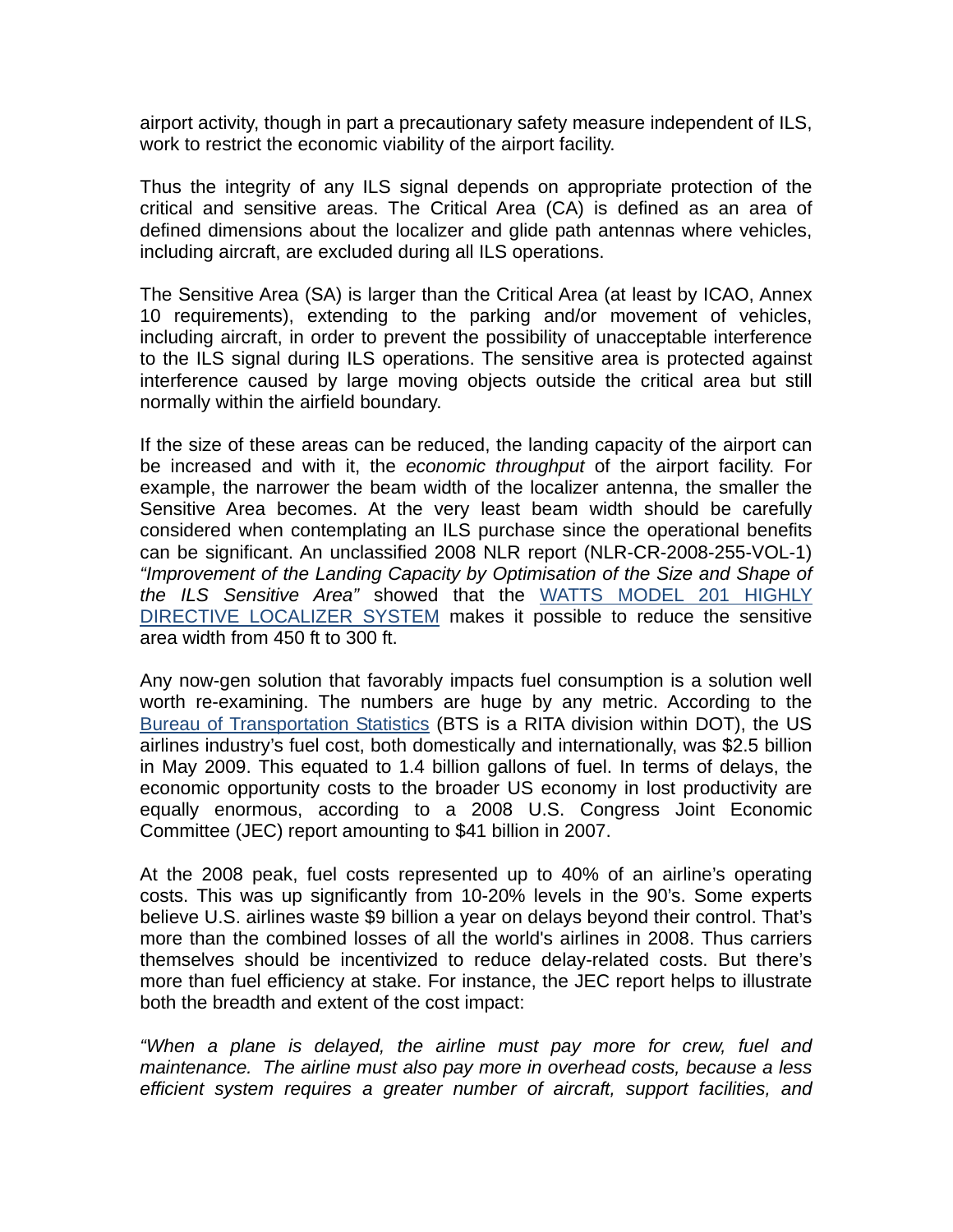airport activity, though in part a precautionary safety measure independent of ILS, work to restrict the economic viability of the airport facility.

Thus the integrity of any ILS signal depends on appropriate protection of the critical and sensitive areas. The Critical Area (CA) is defined as an area of defined dimensions about the localizer and glide path antennas where vehicles, including aircraft, are excluded during all ILS operations.

The Sensitive Area (SA) is larger than the Critical Area (at least by ICAO, Annex 10 requirements), extending to the parking and/or movement of vehicles, including aircraft, in order to prevent the possibility of unacceptable interference to the ILS signal during ILS operations. The sensitive area is protected against interference caused by large moving objects outside the critical area but still normally within the airfield boundary.

If the size of these areas can be reduced, the landing capacity of the airport can be increased and with it, the *economic throughput* of the airport facility. For example, the narrower the beam width of the localizer antenna, the smaller the Sensitive Area becomes. At the very least beam width should be carefully considered when contemplating an ILS purchase since the operational benefits can be significant. An unclassified 2008 NLR report (NLR-CR-2008-255-VOL-1) *"Improvement of the Landing Capacity by Optimisation of the Size and Shape of the ILS Sensitive Area"* showed that the WATTS MODEL 201 HIGHLY DIRECTIVE LOCALIZER SYSTEM makes it possible to reduce the sensitive area width from 450 ft to 300 ft.

Any now-gen solution that favorably impacts fuel consumption is a solution well worth re-examining. The numbers are huge by any metric. According to the Bureau of Transportation Statistics (BTS is a RITA division within DOT), the US airlines industry's fuel cost, both domestically and internationally, was $2.5 billion in May 2009. This equated to 1.4 billion gallons of fuel. In terms of delays, the economic opportunity costs to the broader US economy in lost productivity are equally enormous, according to a 2008 U.S. Congress Joint Economic Committee (JEC) report amounting to $41 billion in 2007.

At the 2008 peak, fuel costs represented up to 40% of an airline's operating costs. This was up significantly from 10-20% levels in the 90's. Some experts believe U.S. airlines waste $9 billion a year on delays beyond their control. That's more than the combined losses of all the world's airlines in 2008. Thus carriers themselves should be incentivized to reduce delay-related costs. But there's more than fuel efficiency at stake. For instance, the JEC report helps to illustrate both the breadth and extent of the cost impact:

*"When a plane is delayed, the airline must pay more for crew, fuel and maintenance. The airline must also pay more in overhead costs, because a less efficient system requires a greater number of aircraft, support facilities, and*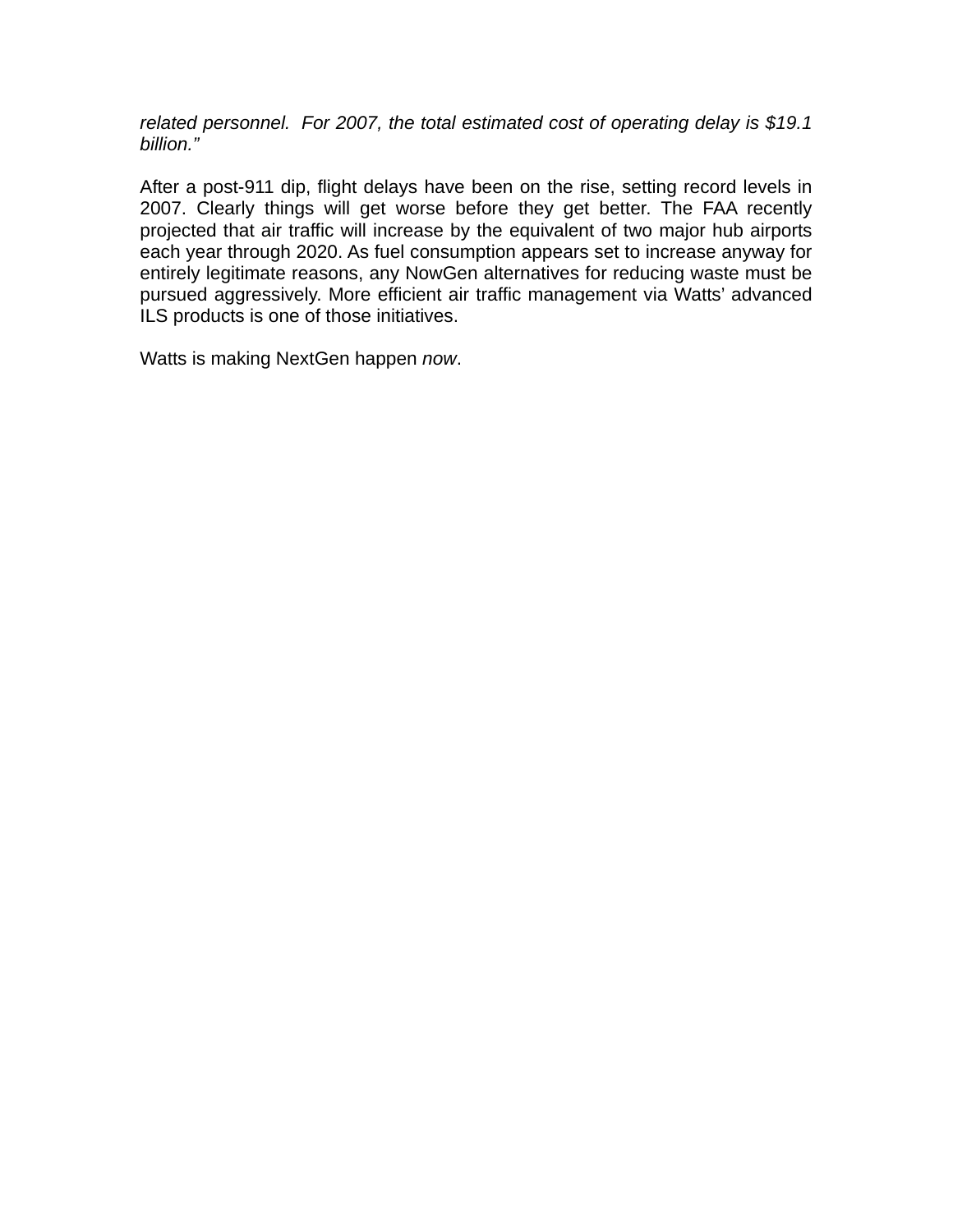*related personnel. For 2007, the total estimated cost of operating delay is $19.1 billion."*

After a post-911 dip, flight delays have been on the rise, setting record levels in 2007. Clearly things will get worse before they get better. The FAA recently projected that air traffic will increase by the equivalent of two major hub airports each year through 2020. As fuel consumption appears set to increase anyway for entirely legitimate reasons, any NowGen alternatives for reducing waste must be pursued aggressively. More efficient air traffic management via Watts' advanced ILS products is one of those initiatives.

Watts is making NextGen happen *now*.